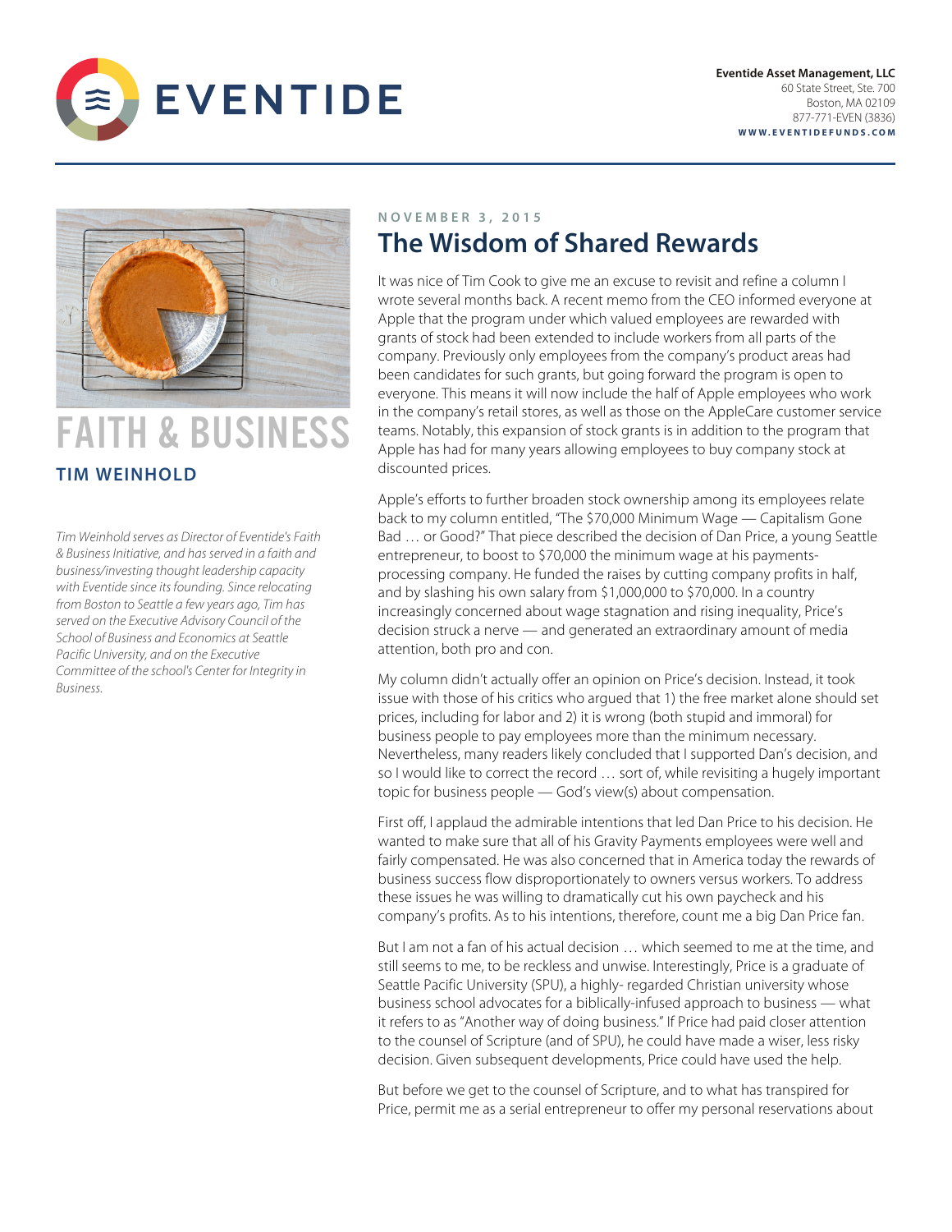**Eventide Asset Management, LLC**
60 State Street, Ste. 700
Boston, MA 02109
877-771-EVEN (3836)
**WWW.EVENTIDEFUNDS.COM**

# FAITH & BUSINESS

**TIM WEINHOLD**

*Tim Weinhold serves as Director of Eventide's Faith & Business Initiative, and has served in a faith and business/investing thought leadership capacity with Eventide since its founding. Since relocating from Boston to Seattle a few years ago, Tim has served on the Executive Advisory Council of the School of Business and Economics at Seattle Pacific University, and on the Executive Committee of the school's Center for Integrity in Business.*

NOVEMBER 3, 2015

## The Wisdom of Shared Rewards

It was nice of Tim Cook to give me an excuse to revisit and refine a column I wrote several months back. A recent memo from the CEO informed everyone at Apple that the program under which valued employees are rewarded with grants of stock had been extended to include workers from all parts of the company. Previously only employees from the company's product areas had been candidates for such grants, but going forward the program is open to everyone. This means it will now include the half of Apple employees who work in the company's retail stores, as well as those on the AppleCare customer service teams. Notably, this expansion of stock grants is in addition to the program that Apple has had for many years allowing employees to buy company stock at discounted prices.

Apple's efforts to further broaden stock ownership among its employees relate back to my column entitled, "The $70,000 Minimum Wage — Capitalism Gone Bad … or Good?" That piece described the decision of Dan Price, a young Seattle entrepreneur, to boost to $70,000 the minimum wage at his payments-processing company. He funded the raises by cutting company profits in half, and by slashing his own salary from $1,000,000 to $70,000. In a country increasingly concerned about wage stagnation and rising inequality, Price's decision struck a nerve — and generated an extraordinary amount of media attention, both pro and con.

My column didn't actually offer an opinion on Price's decision. Instead, it took issue with those of his critics who argued that 1) the free market alone should set prices, including for labor and 2) it is wrong (both stupid and immoral) for business people to pay employees more than the minimum necessary. Nevertheless, many readers likely concluded that I supported Dan's decision, and so I would like to correct the record … sort of, while revisiting a hugely important topic for business people — God's view(s) about compensation.

First off, I applaud the admirable intentions that led Dan Price to his decision. He wanted to make sure that all of his Gravity Payments employees were well and fairly compensated. He was also concerned that in America today the rewards of business success flow disproportionately to owners versus workers. To address these issues he was willing to dramatically cut his own paycheck and his company's profits. As to his intentions, therefore, count me a big Dan Price fan.

But I am not a fan of his actual decision … which seemed to me at the time, and still seems to me, to be reckless and unwise. Interestingly, Price is a graduate of Seattle Pacific University (SPU), a highly- regarded Christian university whose business school advocates for a biblically-infused approach to business — what it refers to as "Another way of doing business." If Price had paid closer attention to the counsel of Scripture (and of SPU), he could have made a wiser, less risky decision. Given subsequent developments, Price could have used the help.

But before we get to the counsel of Scripture, and to what has transpired for Price, permit me as a serial entrepreneur to offer my personal reservations about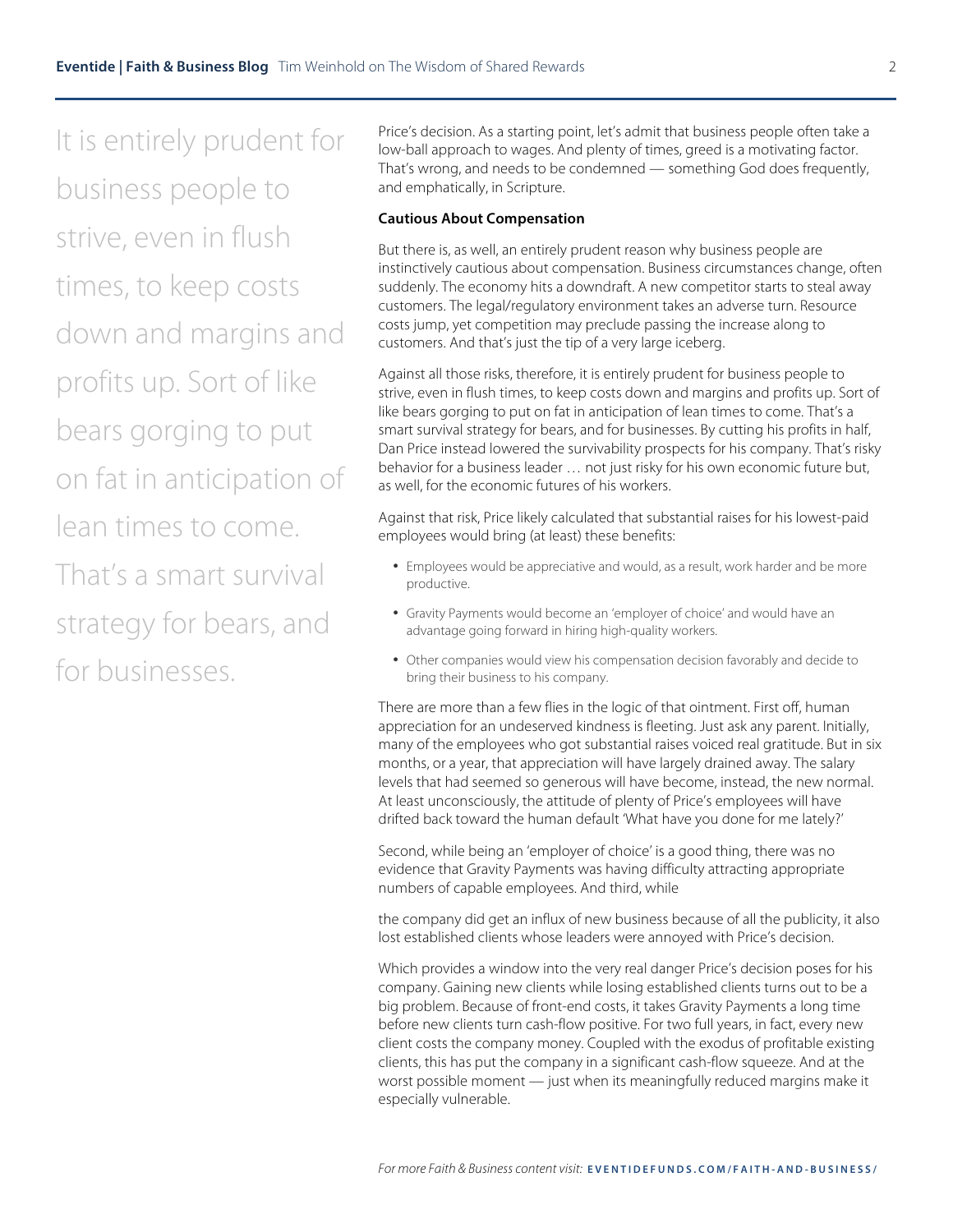It is entirely prudent for business people to strive, even in flush times, to keep costs down and margins and profits up. Sort of like bears gorging to put on fat in anticipation of lean times to come. That's a smart survival strategy for bears, and for businesses.

Price's decision. As a starting point, let's admit that business people often take a low-ball approach to wages. And plenty of times, greed is a motivating factor. That's wrong, and needs to be condemned — something God does frequently, and emphatically, in Scripture.

**Cautious About Compensation**

But there is, as well, an entirely prudent reason why business people are instinctively cautious about compensation. Business circumstances change, often suddenly. The economy hits a downdraft. A new competitor starts to steal away customers. The legal/regulatory environment takes an adverse turn. Resource costs jump, yet competition may preclude passing the increase along to customers. And that's just the tip of a very large iceberg.

Against all those risks, therefore, it is entirely prudent for business people to strive, even in flush times, to keep costs down and margins and profits up. Sort of like bears gorging to put on fat in anticipation of lean times to come. That's a smart survival strategy for bears, and for businesses. By cutting his profits in half, Dan Price instead lowered the survivability prospects for his company. That's risky behavior for a business leader … not just risky for his own economic future but, as well, for the economic futures of his workers.

Against that risk, Price likely calculated that substantial raises for his lowest-paid employees would bring (at least) these benefits:

- Employees would be appreciative and would, as a result, work harder and be more productive.
- Gravity Payments would become an 'employer of choice' and would have an advantage going forward in hiring high-quality workers.
- Other companies would view his compensation decision favorably and decide to bring their business to his company.

There are more than a few flies in the logic of that ointment. First off, human appreciation for an undeserved kindness is fleeting. Just ask any parent. Initially, many of the employees who got substantial raises voiced real gratitude. But in six months, or a year, that appreciation will have largely drained away. The salary levels that had seemed so generous will have become, instead, the new normal. At least unconsciously, the attitude of plenty of Price's employees will have drifted back toward the human default 'What have you done for me lately?'

Second, while being an 'employer of choice' is a good thing, there was no evidence that Gravity Payments was having difficulty attracting appropriate numbers of capable employees. And third, while the company did get an influx of new business because of all the publicity, it also lost established clients whose leaders were annoyed with Price's decision.

Which provides a window into the very real danger Price's decision poses for his company. Gaining new clients while losing established clients turns out to be a big problem. Because of front-end costs, it takes Gravity Payments a long time before new clients turn cash-flow positive. For two full years, in fact, every new client costs the company money. Coupled with the exodus of profitable existing clients, this has put the company in a significant cash-flow squeeze. And at the worst possible moment — just when its meaningfully reduced margins make it especially vulnerable.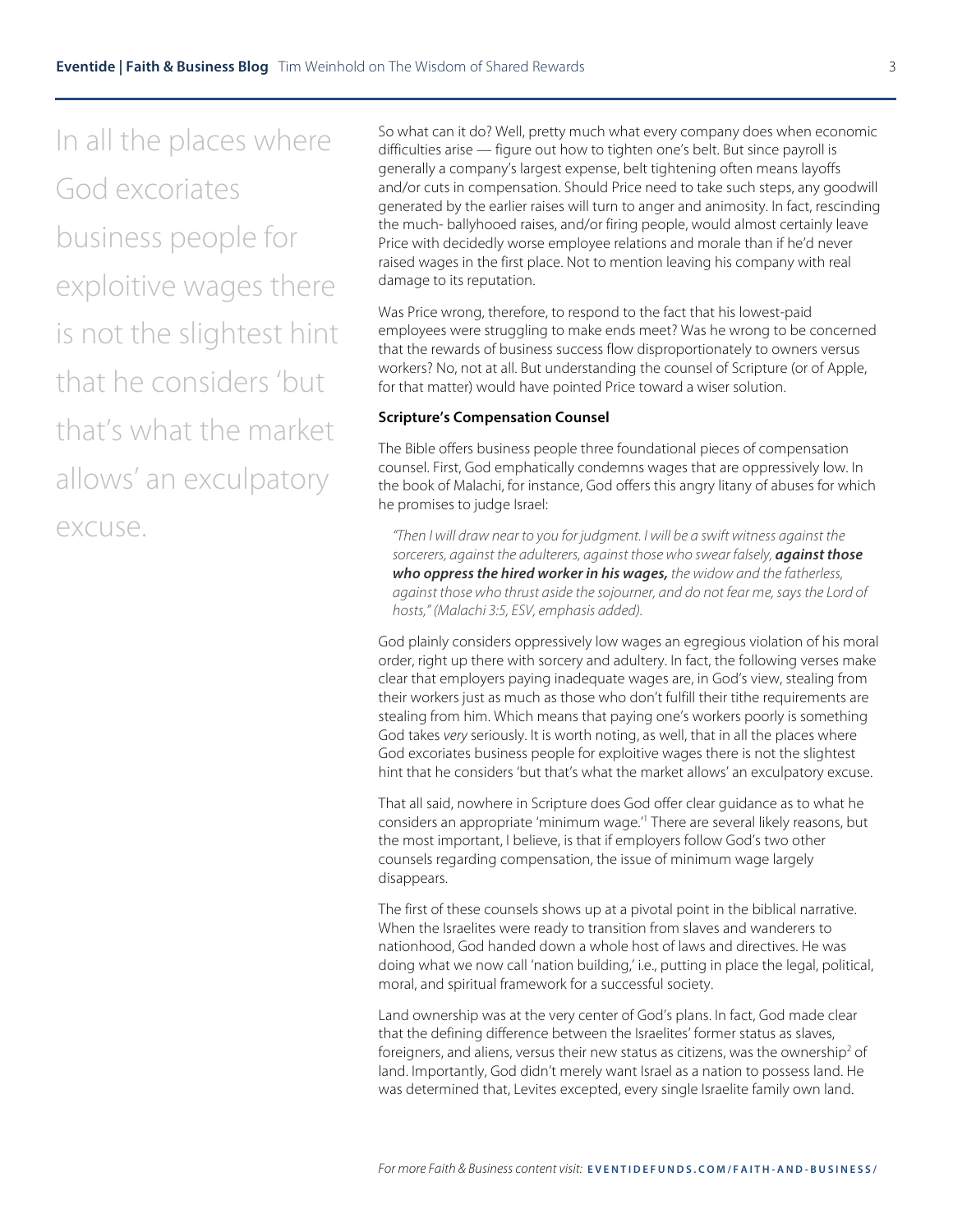In all the places where God excoriates business people for exploitive wages there is not the slightest hint that he considers 'but that's what the market allows' an exculpatory excuse.

So what can it do? Well, pretty much what every company does when economic difficulties arise — figure out how to tighten one's belt. But since payroll is generally a company's largest expense, belt tightening often means layoffs and/or cuts in compensation. Should Price need to take such steps, any goodwill generated by the earlier raises will turn to anger and animosity. In fact, rescinding the much- ballyhooed raises, and/or firing people, would almost certainly leave Price with decidedly worse employee relations and morale than if he'd never raised wages in the first place. Not to mention leaving his company with real damage to its reputation.

Was Price wrong, therefore, to respond to the fact that his lowest-paid employees were struggling to make ends meet? Was he wrong to be concerned that the rewards of business success flow disproportionately to owners versus workers? No, not at all. But understanding the counsel of Scripture (or of Apple, for that matter) would have pointed Price toward a wiser solution.

**Scripture's Compensation Counsel**

The Bible offers business people three foundational pieces of compensation counsel. First, God emphatically condemns wages that are oppressively low. In the book of Malachi, for instance, God offers this angry litany of abuses for which he promises to judge Israel:

> *"Then I will draw near to you for judgment. I will be a swift witness against the sorcerers, against the adulterers, against those who swear falsely,* ***against those who oppress the hired worker in his wages,*** *the widow and the fatherless, against those who thrust aside the sojourner, and do not fear me, says the Lord of hosts," (Malachi 3:5, ESV, emphasis added).*

God plainly considers oppressively low wages an egregious violation of his moral order, right up there with sorcery and adultery. In fact, the following verses make clear that employers paying inadequate wages are, in God's view, stealing from their workers just as much as those who don't fulfill their tithe requirements are stealing from him. Which means that paying one's workers poorly is something God takes *very* seriously. It is worth noting, as well, that in all the places where God excoriates business people for exploitive wages there is not the slightest hint that he considers 'but that's what the market allows' an exculpatory excuse.

That all said, nowhere in Scripture does God offer clear guidance as to what he considers an appropriate 'minimum wage.'[1] There are several likely reasons, but the most important, I believe, is that if employers follow God's two other counsels regarding compensation, the issue of minimum wage largely disappears.

The first of these counsels shows up at a pivotal point in the biblical narrative. When the Israelites were ready to transition from slaves and wanderers to nationhood, God handed down a whole host of laws and directives. He was doing what we now call 'nation building,' i.e., putting in place the legal, political, moral, and spiritual framework for a successful society.

Land ownership was at the very center of God's plans. In fact, God made clear that the defining difference between the Israelites' former status as slaves, foreigners, and aliens, versus their new status as citizens, was the ownership[2] of land. Importantly, God didn't merely want Israel as a nation to possess land. He was determined that, Levites excepted, every single Israelite family own land.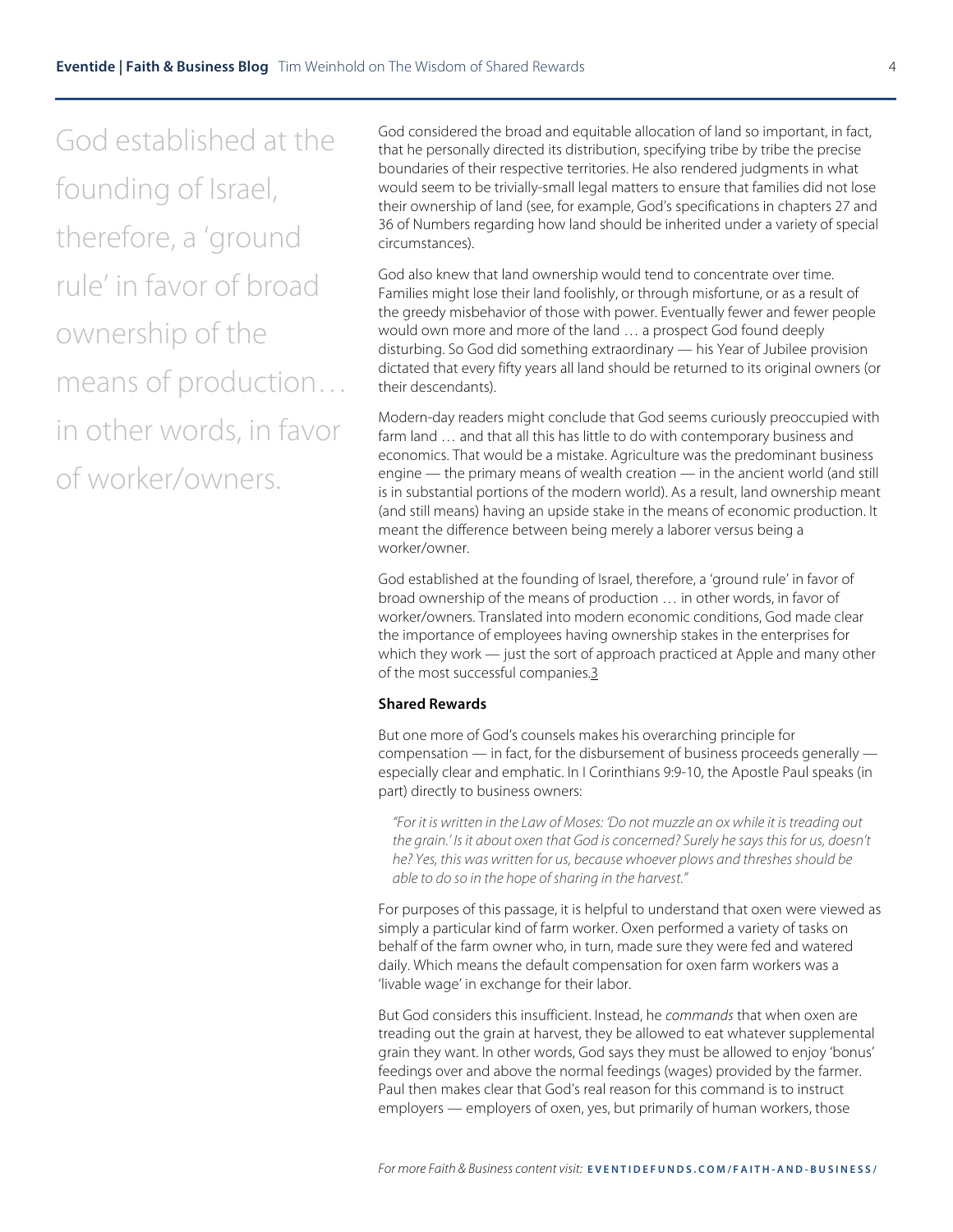God established at the founding of Israel, therefore, a 'ground rule' in favor of broad ownership of the means of production… in other words, in favor of worker/owners.

God considered the broad and equitable allocation of land so important, in fact, that he personally directed its distribution, specifying tribe by tribe the precise boundaries of their respective territories. He also rendered judgments in what would seem to be trivially-small legal matters to ensure that families did not lose their ownership of land (see, for example, God's specifications in chapters 27 and 36 of Numbers regarding how land should be inherited under a variety of special circumstances).

God also knew that land ownership would tend to concentrate over time. Families might lose their land foolishly, or through misfortune, or as a result of the greedy misbehavior of those with power. Eventually fewer and fewer people would own more and more of the land … a prospect God found deeply disturbing. So God did something extraordinary — his Year of Jubilee provision dictated that every fifty years all land should be returned to its original owners (or their descendants).

Modern-day readers might conclude that God seems curiously preoccupied with farm land … and that all this has little to do with contemporary business and economics. That would be a mistake. Agriculture was the predominant business engine — the primary means of wealth creation — in the ancient world (and still is in substantial portions of the modern world). As a result, land ownership meant (and still means) having an upside stake in the means of economic production. It meant the difference between being merely a laborer versus being a worker/owner.

God established at the founding of Israel, therefore, a 'ground rule' in favor of broad ownership of the means of production … in other words, in favor of worker/owners. Translated into modern economic conditions, God made clear the importance of employees having ownership stakes in the enterprises for which they work — just the sort of approach practiced at Apple and many other of the most successful companies.[3]

**Shared Rewards**

But one more of God's counsels makes his overarching principle for compensation — in fact, for the disbursement of business proceeds generally — especially clear and emphatic. In I Corinthians 9:9-10, the Apostle Paul speaks (in part) directly to business owners:

> *"For it is written in the Law of Moses: 'Do not muzzle an ox while it is treading out the grain.' Is it about oxen that God is concerned? Surely he says this for us, doesn't he? Yes, this was written for us, because whoever plows and threshes should be able to do so in the hope of sharing in the harvest."*

For purposes of this passage, it is helpful to understand that oxen were viewed as simply a particular kind of farm worker. Oxen performed a variety of tasks on behalf of the farm owner who, in turn, made sure they were fed and watered daily. Which means the default compensation for oxen farm workers was a 'livable wage' in exchange for their labor.

But God considers this insufficient. Instead, he *commands* that when oxen are treading out the grain at harvest, they be allowed to eat whatever supplemental grain they want. In other words, God says they must be allowed to enjoy 'bonus' feedings over and above the normal feedings (wages) provided by the farmer. Paul then makes clear that God's real reason for this command is to instruct employers — employers of oxen, yes, but primarily of human workers, those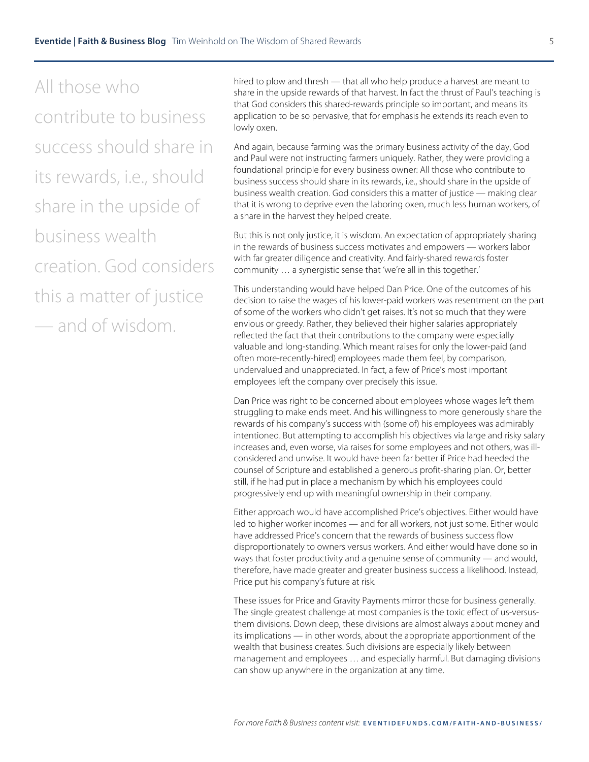> All those who contribute to business success should share in its rewards, i.e., should share in the upside of business wealth creation. God considers this a matter of justice — and of wisdom.

hired to plow and thresh — that all who help produce a harvest are meant to share in the upside rewards of that harvest. In fact the thrust of Paul's teaching is that God considers this shared-rewards principle so important, and means its application to be so pervasive, that for emphasis he extends its reach even to lowly oxen.

And again, because farming was the primary business activity of the day, God and Paul were not instructing farmers uniquely. Rather, they were providing a foundational principle for every business owner: All those who contribute to business success should share in its rewards, i.e., should share in the upside of business wealth creation. God considers this a matter of justice — making clear that it is wrong to deprive even the laboring oxen, much less human workers, of a share in the harvest they helped create.

But this is not only justice, it is wisdom. An expectation of appropriately sharing in the rewards of business success motivates and empowers — workers labor with far greater diligence and creativity. And fairly-shared rewards foster community … a synergistic sense that 'we're all in this together.'

This understanding would have helped Dan Price. One of the outcomes of his decision to raise the wages of his lower-paid workers was resentment on the part of some of the workers who didn't get raises. It's not so much that they were envious or greedy. Rather, they believed their higher salaries appropriately reflected the fact that their contributions to the company were especially valuable and long-standing. Which meant raises for only the lower-paid (and often more-recently-hired) employees made them feel, by comparison, undervalued and unappreciated. In fact, a few of Price's most important employees left the company over precisely this issue.

Dan Price was right to be concerned about employees whose wages left them struggling to make ends meet. And his willingness to more generously share the rewards of his company's success with (some of) his employees was admirably intentioned. But attempting to accomplish his objectives via large and risky salary increases and, even worse, via raises for some employees and not others, was ill-considered and unwise. It would have been far better if Price had heeded the counsel of Scripture and established a generous profit-sharing plan. Or, better still, if he had put in place a mechanism by which his employees could progressively end up with meaningful ownership in their company.

Either approach would have accomplished Price's objectives. Either would have led to higher worker incomes — and for all workers, not just some. Either would have addressed Price's concern that the rewards of business success flow disproportionately to owners versus workers. And either would have done so in ways that foster productivity and a genuine sense of community — and would, therefore, have made greater and greater business success a likelihood. Instead, Price put his company's future at risk.

These issues for Price and Gravity Payments mirror those for business generally. The single greatest challenge at most companies is the toxic effect of us-versus-them divisions. Down deep, these divisions are almost always about money and its implications — in other words, about the appropriate apportionment of the wealth that business creates. Such divisions are especially likely between management and employees … and especially harmful. But damaging divisions can show up anywhere in the organization at any time.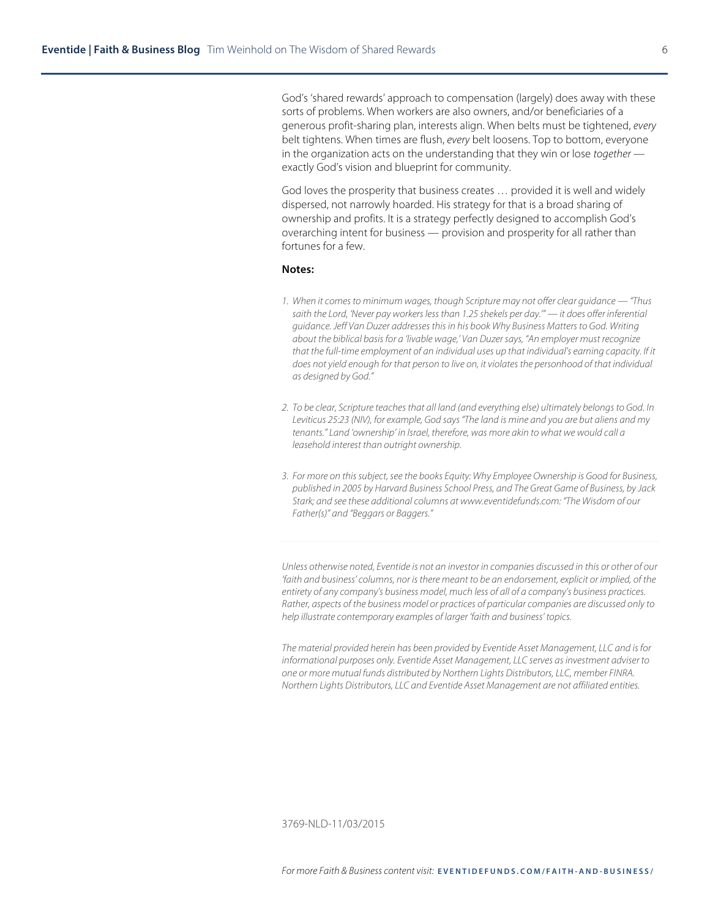God's 'shared rewards' approach to compensation (largely) does away with these sorts of problems. When workers are also owners, and/or beneficiaries of a generous profit-sharing plan, interests align. When belts must be tightened, *every* belt tightens. When times are flush, *every* belt loosens. Top to bottom, everyone in the organization acts on the understanding that they win or lose *together* — exactly God's vision and blueprint for community.

God loves the prosperity that business creates … provided it is well and widely dispersed, not narrowly hoarded. His strategy for that is a broad sharing of ownership and profits. It is a strategy perfectly designed to accomplish God's overarching intent for business — provision and prosperity for all rather than fortunes for a few.

**Notes:**

1. *When it comes to minimum wages, though Scripture may not offer clear guidance — "Thus saith the Lord, 'Never pay workers less than 1.25 shekels per day.'" — it does offer inferential guidance. Jeff Van Duzer addresses this in his book Why Business Matters to God. Writing about the biblical basis for a 'livable wage,' Van Duzer says, "An employer must recognize that the full-time employment of an individual uses up that individual's earning capacity. If it does not yield enough for that person to live on, it violates the personhood of that individual as designed by God."*

2. *To be clear, Scripture teaches that all land (and everything else) ultimately belongs to God. In Leviticus 25:23 (NIV), for example, God says "The land is mine and you are but aliens and my tenants." Land 'ownership' in Israel, therefore, was more akin to what we would call a leasehold interest than outright ownership.*

3. *For more on this subject, see the books Equity: Why Employee Ownership is Good for Business, published in 2005 by Harvard Business School Press, and The Great Game of Business, by Jack Stark; and see these additional columns at www.eventidefunds.com: "The Wisdom of our Father(s)" and "Beggars or Baggers."*

---

*Unless otherwise noted, Eventide is not an investor in companies discussed in this or other of our 'faith and business' columns, nor is there meant to be an endorsement, explicit or implied, of the entirety of any company's business model, much less of all of a company's business practices. Rather, aspects of the business model or practices of particular companies are discussed only to help illustrate contemporary examples of larger 'faith and business' topics.*

*The material provided herein has been provided by Eventide Asset Management, LLC and is for informational purposes only. Eventide Asset Management, LLC serves as investment adviser to one or more mutual funds distributed by Northern Lights Distributors, LLC, member FINRA. Northern Lights Distributors, LLC and Eventide Asset Management are not affiliated entities.*

3769-NLD-11/03/2015